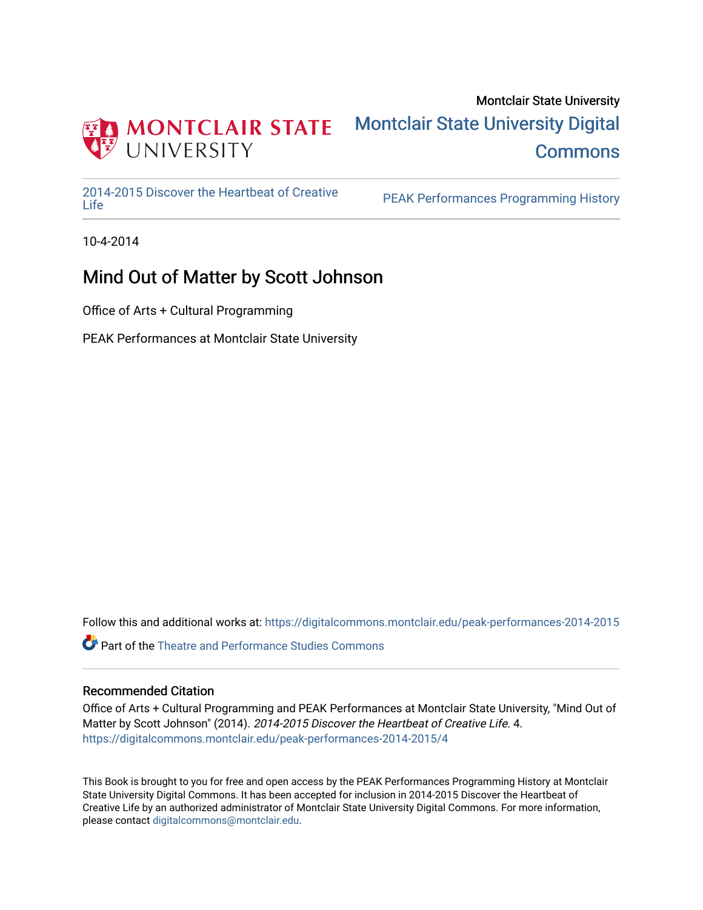Montclair State University

# Montclair State University Digital Commons

2014-2015 Discover the Heartbeat of Creative Life

PEAK Performances Programming History

10-4-2014

## Mind Out of Matter by Scott Johnson

Office of Arts + Cultural Programming

PEAK Performances at Montclair State University

Follow this and additional works at: https://digitalcommons.montclair.edu/peak-performances-2014-2015

Part of the Theatre and Performance Studies Commons

### Recommended Citation

Office of Arts + Cultural Programming and PEAK Performances at Montclair State University, "Mind Out of Matter by Scott Johnson" (2014). *2014-2015 Discover the Heartbeat of Creative Life*. 4.
https://digitalcommons.montclair.edu/peak-performances-2014-2015/4

This Book is brought to you for free and open access by the PEAK Performances Programming History at Montclair State University Digital Commons. It has been accepted for inclusion in 2014-2015 Discover the Heartbeat of Creative Life by an authorized administrator of Montclair State University Digital Commons. For more information, please contact digitalcommons@montclair.edu.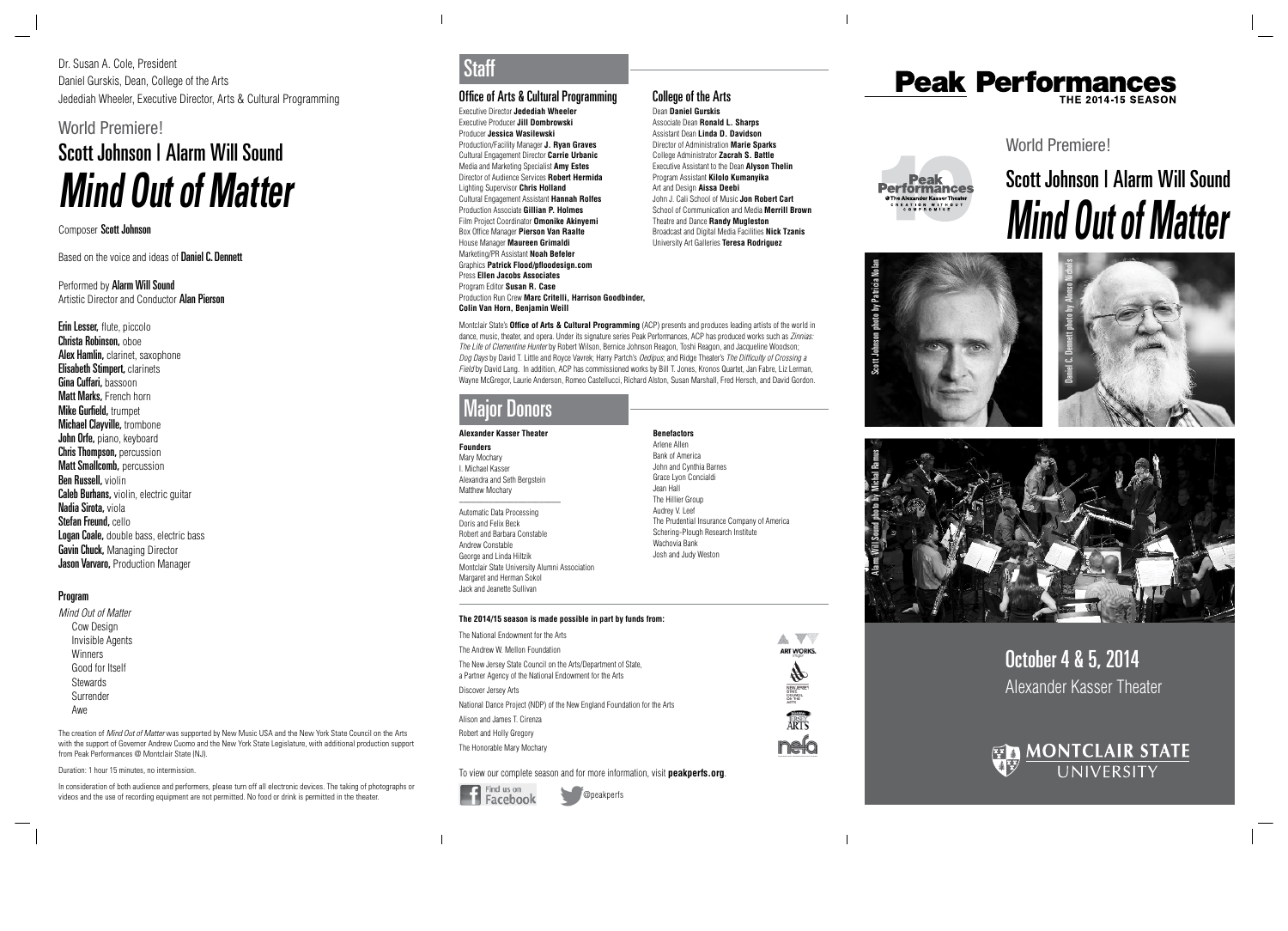Dr. Susan A. Cole, President
Daniel Gurskis, Dean, College of the Arts
Jedediah Wheeler, Executive Director, Arts & Cultural Programming

## World Premiere!

# Scott Johnson | Alarm Will Sound
# *Mind Out of Matter*

Composer **Scott Johnson**

Based on the voice and ideas of **Daniel C. Dennett**

Performed by **Alarm Will Sound**
Artistic Director and Conductor **Alan Pierson**

**Erin Lesser,** flute, piccolo
**Christa Robinson,** oboe
**Alex Hamlin,** clarinet, saxophone
**Elisabeth Stimpert,** clarinets
**Gina Cuffari,** bassoon
**Matt Marks,** French horn
**Mike Gurfield,** trumpet
**Michael Clayville,** trombone
**John Orfe,** piano, keyboard
**Chris Thompson,** percussion
**Matt Smallcomb,** percussion
**Ben Russell,** violin
**Caleb Burhans,** violin, electric guitar
**Nadia Sirota,** viola
**Stefan Freund,** cello
**Logan Coale,** double bass, electric bass
**Gavin Chuck,** Managing Director
**Jason Varvaro,** Production Manager

### Program

*Mind Out of Matter*
- Cow Design
- Invisible Agents
- Winners
- Good for Itself
- Stewards
- Surrender
- Awe

The creation of *Mind Out of Matter* was supported by New Music USA and the New York State Council on the Arts with the support of Governor Andrew Cuomo and the New York State Legislature, with additional production support from Peak Performances @ Montclair State (NJ).

Duration: 1 hour 15 minutes, no intermission.

In consideration of both audience and performers, please turn off all electronic devices. The taking of photographs or videos and the use of recording equipment are not permitted. No food or drink is permitted in the theater.

## Staff

### Office of Arts & Cultural Programming

Executive Director **Jedediah Wheeler**
Executive Producer **Jill Dombrowski**
Producer **Jessica Wasilewski**
Production/Facility Manager **J. Ryan Graves**
Cultural Engagement Director **Carrie Urbanic**
Media and Marketing Specialist **Amy Estes**
Director of Audience Services **Robert Hermida**
Lighting Supervisor **Chris Holland**
Cultural Engagement Assistant **Hannah Rolfes**
Production Associate **Gillian P. Holmes**
Film Project Coordinator **Omonike Akinyemi**
Box Office Manager **Pierson Van Raalte**
House Manager **Maureen Grimaldi**
Marketing/PR Assistant **Noah Befeler**
Graphics **Patrick Flood/pfloodesign.com**
Press **Ellen Jacobs Associates**
Program Editor **Susan R. Case**
Production Run Crew **Marc Critelli, Harrison Goodbinder, Colin Van Horn, Benjamin Weill**

### College of the Arts

Dean **Daniel Gurskis**
Associate Dean **Ronald L. Sharps**
Assistant Dean **Linda D. Davidson**
Director of Administration **Marie Sparks**
College Administrator **Zacrah S. Battle**
Executive Assistant to the Dean **Alyson Thelin**
Program Assistant **Kilolo Kumanyika**
Art and Design **Aissa Deebi**
John J. Cali School of Music **Jon Robert Cart**
School of Communication and Media **Merrill Brown**
Theatre and Dance **Randy Mugleston**
Broadcast and Digital Media Facilities **Nick Tzanis**
University Art Galleries **Teresa Rodriguez**

Montclair State's **Office of Arts & Cultural Programming** (ACP) presents and produces leading artists of the world in dance, music, theater, and opera. Under its signature series Peak Performances, ACP has produced works such as *Zinnias: The Life of Clementine Hunter* by Robert Wilson, Bernice Johnson Reagon, Toshi Reagon, and Jacqueline Woodson; *Dog Days* by David T. Little and Royce Vavrek; Harry Partch's *Oedipus*; and Ridge Theater's *The Difficulty of Crossing a Field* by David Lang. In addition, ACP has commissioned works by Bill T. Jones, Kronos Quartet, Jan Fabre, Liz Lerman, Wayne McGregor, Laurie Anderson, Romeo Castellucci, Richard Alston, Susan Marshall, Fred Hersch, and David Gordon.

## Major Donors

### Alexander Kasser Theater

**Founders**
Mary Mochary
I. Michael Kasser
Alexandra and Seth Bergstein
Matthew Mochary

Automatic Data Processing
Doris and Felix Beck
Robert and Barbara Constable
Andrew Constable
George and Linda Hiltzik
Montclair State University Alumni Association
Margaret and Herman Sokol
Jack and Jeanette Sullivan

**Benefactors**
Arlene Allen
Bank of America
John and Cynthia Barnes
Grace Lyon Concialdi
Jean Hall
The Hillier Group
Audrey V. Leef
The Prudential Insurance Company of America
Schering-Plough Research Institute
Wachovia Bank
Josh and Judy Weston

**The 2014/15 season is made possible in part by funds from:**

The National Endowment for the Arts
The Andrew W. Mellon Foundation
The New Jersey State Council on the Arts/Department of State, a Partner Agency of the National Endowment for the Arts
Discover Jersey Arts
National Dance Project (NDP) of the New England Foundation for the Arts
Alison and James T. Cirenza
Robert and Holly Gregory
The Honorable Mary Mochary

To view our complete season and for more information, visit **peakperfs.org**.

Find us on Facebook   @peakperfs

# Peak Performances
THE 2014-15 SEASON

## World Premiere!

# Scott Johnson | Alarm Will Sound
# *Mind Out of Matter*

Scott Johnson photo by Patricia Nolan

Daniel C. Dennett photo by Alonso Nichols

Alarm Will Sound photo by Michal Ramus

## October 4 & 5, 2014
Alexander Kasser Theater

MONTCLAIR STATE UNIVERSITY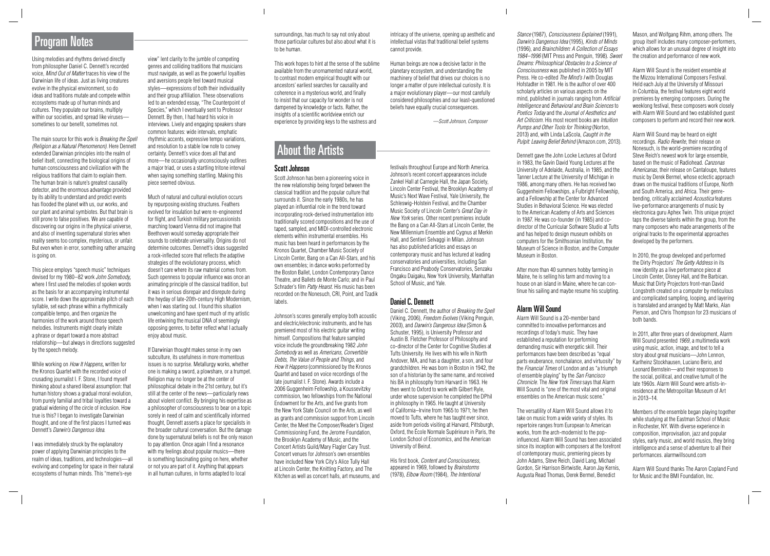# Program Notes

Using melodies and rhythms derived directly from philosopher Daniel C. Dennett's recorded voice, *Mind Out of Matter* traces his view of the Darwinian life of ideas. Just as living creatures evolve in the physical environment, so do ideas and traditions mutate and compete within ecosystems made up of human minds and cultures. They populate our brains, multiply within our societies, and spread like viruses—sometimes to our benefit, sometimes not.

The main source for this work is *Breaking the Spell (Religion as a Natural Phenomenon)*. Here Dennett extended Darwinian principles into the realm of belief itself, connecting the biological origins of human consciousness and civilization with the religious traditions that claim to explain them. The human brain is nature's greatest causality detector, and the enormous advantage provided by its ability to understand and predict events has flooded the planet with us, our works, and our plant and animal symbiotes. But that brain is still prone to false positives. We are capable of discovering our origins in the physical universe, and also of inventing supernatural stories when reality seems too complex, mysterious, or unfair. But even when in error, something rather amazing is going on.

This piece employs "speech music" techniques devised for my 1980–82 work *John Somebody*, where I first used the melodies of spoken words as the basis for an accompanying instrumental score. I write down the approximate pitch of each syllable, set each phrase within a rhythmically compatible tempo, and then organize the harmonies of the work around those speech melodies. Instruments might clearly imitate a phrase or depart toward a more abstract relationship—but always in directions suggested by the speech melody.

While working on *How It Happens*, written for the Kronos Quartet with the recorded voice of crusading journalist I. F. Stone, I found myself thinking about a shared liberal assumption: that human history shows a gradual moral evolution, from purely familial and tribal loyalties toward a gradual widening of the circle of inclusion. How true is this? I began to investigate Darwinian thought, and one of the first places I turned was Dennett's *Darwin's Dangerous Idea*.

I was immediately struck by the explanatory power of applying Darwinian principles to the realm of ideas, traditions, and technologies—all evolving and competing for space in their natural ecosystems of human minds. This "meme's-eye view" lent clarity to the jumble of competing genres and colliding traditions that musicians must navigate, as well as the powerful loyalties and aversions people feel toward musical styles—expressions of both their individuality and their group affiliation. These observations led to an extended essay, "The Counterpoint of Species," which I eventually sent to Professor Dennett. By then, I had heard his voice in interviews. Lively and engaging speakers share common features: wide intervals, emphatic rhythmic accents, expressive tempo variations, and resolution to a stable low note to convey certainty. Dennett's voice does all that and more—he occasionally unconsciously outlines a major triad, or uses a startling tritone interval when saying something startling. Making this piece seemed obvious.

Much of natural and cultural evolution occurs by repurposing existing structures. Feathers evolved for insulation but were re-engineered for flight, and Turkish military percussionists marching toward Vienna did not imagine that Beethoven would someday appropriate their sounds to celebrate universality. Origins do not determine outcomes. Dennett's ideas suggested a rock-inflected score that reflects the adaptive strategies of the evolutionary process, which doesn't care where its raw material comes from. Such openness to popular influence was once an animating principle of the classical tradition, but it was in serious disrepair and disrepute during the heyday of late-20th-century High Modernism, when I was starting out. I found this situation unwelcoming and have spent much of my artistic life entwining the musical DNA of seemingly opposing genres, to better reflect what I actually enjoy about music.

If Darwinian thought makes sense in my own subculture, its usefulness in more momentous issues is no surprise. Metallurgy works, whether one is making a sword, a plowshare, or a trumpet. Religion may no longer be at the center of philosophical debate in the 21st century, but it's still at the center of the news—particularly news about violent conflict. By bringing his expertise as a philosopher of consciousness to bear on a topic sorely in need of calm and scientifically informed thought, Dennett asserts a place for specialists in the broader cultural conversation. But the damage done by supernatural beliefs is not the only reason to pay attention. Once again I find a resonance with my feelings about popular musics—there is something fascinating going on here, whether or not you are part of it. Anything that appears in all human cultures, in forms adapted to local surroundings, has much to say not only about those particular cultures but also about what it is to be human.

This work hopes to hint at the sense of the sublime available from the unornamented natural world, to contrast modern empirical thought with our ancestors' earliest searches for causality and coherence in a mysterious world, and finally to insist that our capacity for wonder is not dampened by knowledge or facts. Rather, the insights of a scientific worldview enrich our experience by providing keys to the vastness and intricacy of the universe, opening up aesthetic and intellectual vistas that traditional belief systems cannot provide.

Human beings are now a decisive factor in the planetary ecosystem, and understanding the machinery of belief that drives our choices is no longer a matter of pure intellectual curiosity. It is a major evolutionary player—our most carefully considered philosophies and our least-questioned beliefs have equally crucial consequences.

*—Scott Johnson, Composer*

# About the Artists

## Scott Johnson

Scott Johnson has been a pioneering voice in the new relationship being forged between the classical tradition and the popular culture that surrounds it. Since the early 1980s, he has played an influential role in the trend toward incorporating rock-derived instrumentation into traditionally scored compositions and the use of taped, sampled, and MIDI-controlled electronic elements within instrumental ensembles. His music has been heard in performances by the Kronos Quartet, Chamber Music Society of Lincoln Center, Bang on a Can All-Stars, and his own ensembles; in dance works performed by the Boston Ballet, London Contemporary Dance Theatre, and Ballets de Monte Carlo; and in Paul Schrader's film *Patty Hearst*. His music has been recorded on the Nonesuch, CRI, Point, and Tzadik labels.

Johnson's scores generally employ both acoustic and electric/electronic instruments, and he has premiered most of his electric guitar writing himself. Compositions that feature sampled voice include the groundbreaking 1982 *John Somebody* as well as *Americans, Convertible Debts, The Value of People and Things*, and *How It Happens* (commissioned by the Kronos Quartet and based on voice recordings of the late journalist I. F. Stone). Awards include a 2006 Guggenheim Fellowship, a Koussevitzky commission, two fellowships from the National Endowment for the Arts, and five grants from the New York State Council on the Arts, as well as grants and commission support from Lincoln Center, the Meet the Composer/Reader's Digest Commissioning Fund, the Jerome Foundation, the Brooklyn Academy of Music, and the Concert Artists Guild/Mary Flagler Cary Trust. Concert venues for Johnson's own ensembles have included New York City's Alice Tully Hall at Lincoln Center, the Knitting Factory, and The Kitchen as well as concert halls, art museums, and festivals throughout Europe and North America. Johnson's recent concert appearances include Zankel Hall at Carnegie Hall, the Japan Society, Lincoln Center Festival, the Brooklyn Academy of Music's Next Wave Festival, Yale University, the Schleswig-Holstein Festival, and the Chamber Music Society of Lincoln Center's *Great Day in New York* series. Other recent premieres include the Bang on a Can All-Stars at Lincoln Center, the New Millennium Ensemble and Cygnus at Merkin Hall, and Sentieri Selvaggi in Milan. Johnson has also published articles and essays on contemporary music and has lectured at leading conservatories and universities, including San Francisco and Peabody Conservatories, Senzaku Ongaku Daigaku, New York University, Manhattan School of Music, and Yale.

## Daniel C. Dennett

Daniel C. Dennett, the author of *Breaking the Spell* (Viking, 2006), *Freedom Evolves* (Viking Penguin, 2003), and *Darwin's Dangerous Idea* (Simon & Schuster, 1995), is University Professor and Austin B. Fletcher Professor of Philosophy and co-director of the Center for Cognitive Studies at Tufts University. He lives with his wife in North Andover, MA, and has a daughter, a son, and four grandchildren. He was born in Boston in 1942, the son of a historian by the same name, and received his BA in philosophy from Harvard in 1963. He then went to Oxford to work with Gilbert Ryle, under whose supervision he completed the DPhil in philosophy in 1965. He taught at University of California–Irvine from 1965 to 1971; he then moved to Tufts, where he has taught ever since, aside from periods visiting at Harvard, Pittsburgh, Oxford, the École Normale Supérieure in Paris, the London School of Economics, and the American University of Beirut.

His first book, *Content and Consciousness*, appeared in 1969, followed by *Brainstorms* (1978), *Elbow Room* (1984), *The Intentional Stance* (1987), *Consciousness Explained* (1991), *Darwin's Dangerous Idea* (1995), *Kinds of Minds* (1996), and *Brainchildren: A Collection of Essays 1984–1996* (MIT Press and Penguin, 1998). *Sweet Dreams: Philosophical Obstacles to a Science of Consciousness* was published in 2005 by MIT Press. He co-edited *The Mind's I* with Douglas Hofstadter in 1981. He is the author of over 400 scholarly articles on various aspects on the mind, published in journals ranging from *Artificial Intelligence* and *Behavioral and Brain Sciences* to *Poetics Today* and the *Journal of Aesthetics and Art Criticism*. His most recent books are *Intuition Pumps and Other Tools for Thinking* (Norton, 2013) and, with Linda LaScola, *Caught in the Pulpit: Leaving Belief Behind* (Amazon.com, 2013).

Dennett gave the John Locke Lectures at Oxford in 1983, the Gavin David Young Lectures at the University of Adelaide, Australia, in 1985, and the Tanner Lecture at the University of Michigan in 1986, among many others. He has received two Guggenheim Fellowships, a Fulbright Fellowship, and a Fellowship at the Center for Advanced Studies in Behavioral Science. He was elected to the American Academy of Arts and Sciences in 1987. He was co-founder (in 1985) and co-director of the Curricular Software Studio at Tufts and has helped to design museum exhibits on computers for the Smithsonian Institution, the Museum of Science in Boston, and the Computer Museum in Boston.

After more than 40 summers hobby farming in Maine, he is selling his farm and moving to a house on an island in Maine, where he can continue his sailing and maybe resume his sculpting.

## Alarm Will Sound

Alarm Will Sound is a 20-member band committed to innovative performances and recordings of today's music. They have established a reputation for performing demanding music with energetic skill. Their performances have been described as "equal parts exuberance, nonchalance, and virtuosity" by the *Financial Times* of London and as "a triumph of ensemble playing" by the *San Francisco Chronicle*. The *New York Times* says that Alarm Will Sound is "one of the most vital and original ensembles on the American music scene."

The versatility of Alarm Will Sound allows it to take on music from a wide variety of styles. Its repertoire ranges from European to American works, from the arch-modernist to the pop-influenced. Alarm Will Sound has been associated since its inception with composers at the forefront of contemporary music, premiering pieces by John Adams, Steve Reich, David Lang, Michael Gordon, Sir Harrison Birtwistle, Aaron Jay Kernis, Augusta Read Thomas, Derek Bermel, Benedict Mason, and Wolfgang Rihm, among others. The group itself includes many composer-performers, which allows for an unusual degree of insight into the creation and performance of new work.

Alarm Will Sound is the resident ensemble at the Mizzou International Composers Festival. Held each July at the University of Missouri in Columbia, the festival features eight world premieres by emerging composers. During the weeklong festival, these composers work closely with Alarm Will Sound and two established guest composers to perform and record their new work.

Alarm Will Sound may be heard on eight recordings. *Radio Rewrite*, their release on Nonesuch, is the world-premiere recording of Steve Reich's newest work for large ensemble, based on the music of Radiohead. *Canzonas Americanas*, their release on Cantaloupe, features music by Derek Bermel, whose eclectic approach draws on the musical traditions of Europe, North and South America, and Africa. Their genre-bending, critically acclaimed *Acoustica* features live-performance arrangements of music by electronica guru Aphex Twin. This unique project taps the diverse talents within the group, from the many composers who made arrangements of the original tracks to the experimental approaches developed by the performers.

In 2010, the group developed and performed the Dirty Projectors' *The Getty Address* in its new identity as a live performance piece at Lincoln Center, Disney Hall, and the Barbican. Music that Dirty Projectors front-man David Longstreth created on a computer by meticulous and complicated sampling, looping, and layering is translated and arranged by Matt Marks, Alan Pierson, and Chris Thompson for 23 musicians of both bands.

In 2011, after three years of development, Alarm Will Sound presented *1969*, a multimedia work using music, action, image, and text to tell a story about great musicians—John Lennon, Karlheinz Stockhausen, Luciano Berio, and Leonard Bernstein—and their responses to the social, political, and creative tumult of the late 1960s. Alarm Will Sound were artists-in-residence at the Metropolitan Museum of Art in 2013–14.

Members of the ensemble began playing together while studying at the Eastman School of Music in Rochester, NY. With diverse experience in composition, improvisation, jazz and popular styles, early music, and world musics, they bring intelligence and a sense of adventure to all their performances. alarmwillsound.com

Alarm Will Sound thanks The Aaron Copland Fund for Music and the BMI Foundation, Inc.